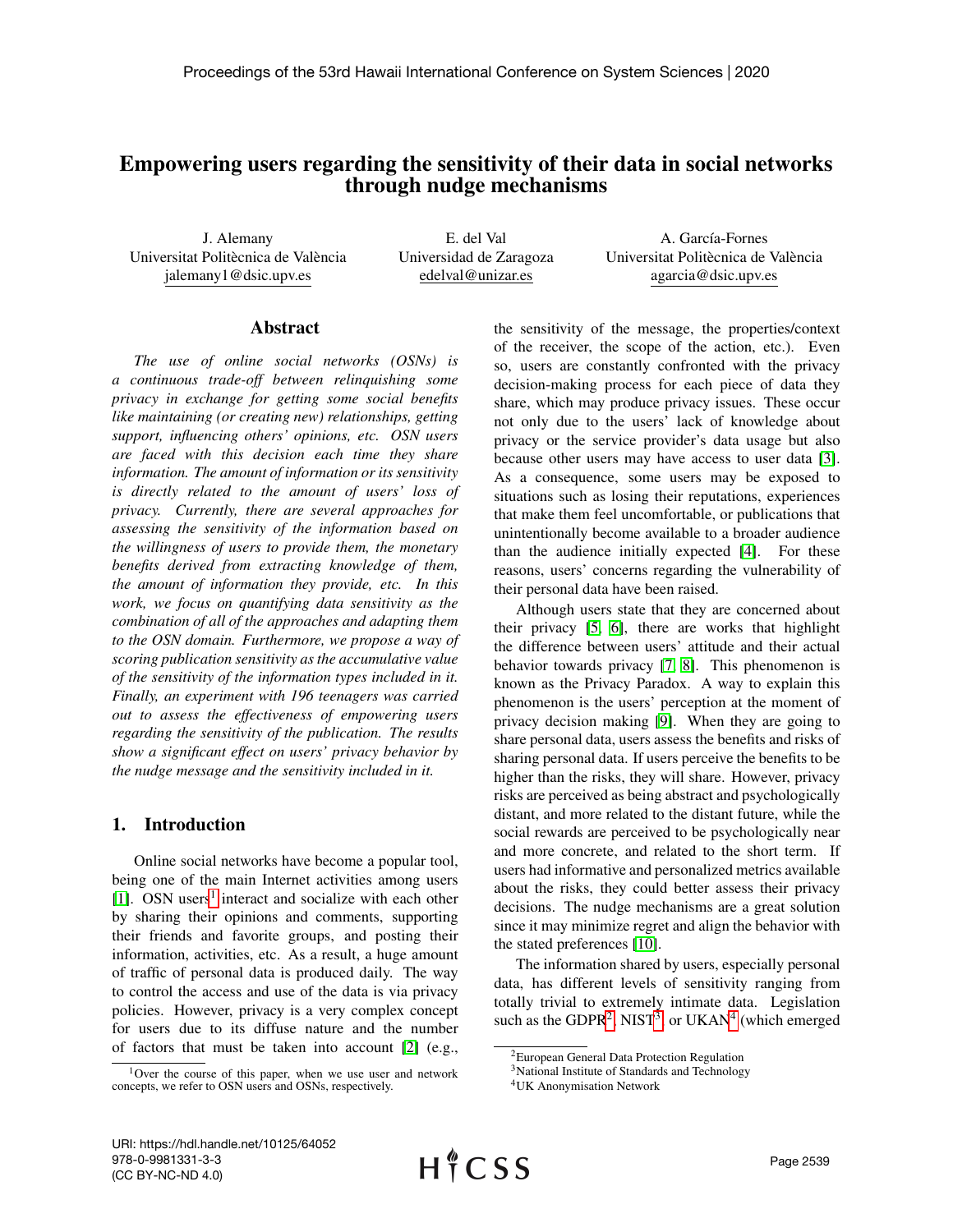# Empowering users regarding the sensitivity of their data in social networks through nudge mechanisms

J. Alemany
Universitat Politècnica de València
jalemany1@dsic.upv.es

E. del Val
Universidad de Zaragoza
edelval@unizar.es

A. García-Fornes
Universitat Politècnica de València
agarcia@dsic.upv.es

## Abstract

*The use of online social networks (OSNs) is a continuous trade-off between relinquishing some privacy in exchange for getting some social benefits like maintaining (or creating new) relationships, getting support, influencing others' opinions, etc. OSN users are faced with this decision each time they share information. The amount of information or its sensitivity is directly related to the amount of users' loss of privacy. Currently, there are several approaches for assessing the sensitivity of the information based on the willingness of users to provide them, the monetary benefits derived from extracting knowledge of them, the amount of information they provide, etc. In this work, we focus on quantifying data sensitivity as the combination of all of the approaches and adapting them to the OSN domain. Furthermore, we propose a way of scoring publication sensitivity as the accumulative value of the sensitivity of the information types included in it. Finally, an experiment with 196 teenagers was carried out to assess the effectiveness of empowering users regarding the sensitivity of the publication. The results show a significant effect on users' privacy behavior by the nudge message and the sensitivity included in it.*

## 1. Introduction

Online social networks have become a popular tool, being one of the main Internet activities among users [1]. OSN users[1] interact and socialize with each other by sharing their opinions and comments, supporting their friends and favorite groups, and posting their information, activities, etc. As a result, a huge amount of traffic of personal data is produced daily. The way to control the access and use of the data is via privacy policies. However, privacy is a very complex concept for users due to its diffuse nature and the number of factors that must be taken into account [2] (e.g., the sensitivity of the message, the properties/context of the receiver, the scope of the action, etc.). Even so, users are constantly confronted with the privacy decision-making process for each piece of data they share, which may produce privacy issues. These occur not only due to the users' lack of knowledge about privacy or the service provider's data usage but also because other users may have access to user data [3]. As a consequence, some users may be exposed to situations such as losing their reputations, experiences that make them feel uncomfortable, or publications that unintentionally become available to a broader audience than the audience initially expected [4]. For these reasons, users' concerns regarding the vulnerability of their personal data have been raised.

Although users state that they are concerned about their privacy [5, 6], there are works that highlight the difference between users' attitude and their actual behavior towards privacy [7, 8]. This phenomenon is known as the Privacy Paradox. A way to explain this phenomenon is the users' perception at the moment of privacy decision making [9]. When they are going to share personal data, users assess the benefits and risks of sharing personal data. If users perceive the benefits to be higher than the risks, they will share. However, privacy risks are perceived as being abstract and psychologically distant, and more related to the distant future, while the social rewards are perceived to be psychologically near and more concrete, and related to the short term. If users had informative and personalized metrics available about the risks, they could better assess their privacy decisions. The nudge mechanisms are a great solution since it may minimize regret and align the behavior with the stated preferences [10].

The information shared by users, especially personal data, has different levels of sensitivity ranging from totally trivial to extremely intimate data. Legislation such as the GDPR[2], NIST[3], or UKAN[4] (which emerged

[1] Over the course of this paper, when we use user and network concepts, we refer to OSN users and OSNs, respectively.

[2] European General Data Protection Regulation

[3] National Institute of Standards and Technology

[4] UK Anonymisation Network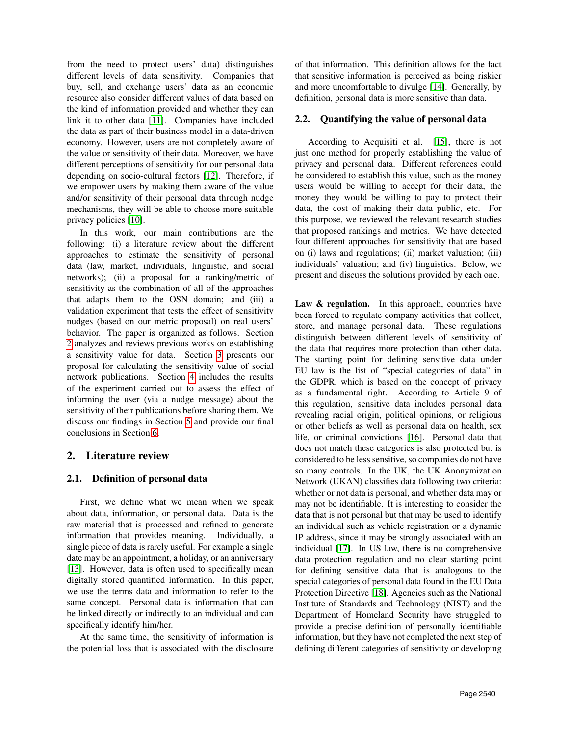from the need to protect users' data) distinguishes different levels of data sensitivity. Companies that buy, sell, and exchange users' data as an economic resource also consider different values of data based on the kind of information provided and whether they can link it to other data [11]. Companies have included the data as part of their business model in a data-driven economy. However, users are not completely aware of the value or sensitivity of their data. Moreover, we have different perceptions of sensitivity for our personal data depending on socio-cultural factors [12]. Therefore, if we empower users by making them aware of the value and/or sensitivity of their personal data through nudge mechanisms, they will be able to choose more suitable privacy policies [10].

In this work, our main contributions are the following: (i) a literature review about the different approaches to estimate the sensitivity of personal data (law, market, individuals, linguistic, and social networks); (ii) a proposal for a ranking/metric of sensitivity as the combination of all of the approaches that adapts them to the OSN domain; and (iii) a validation experiment that tests the effect of sensitivity nudges (based on our metric proposal) on real users' behavior. The paper is organized as follows. Section 2 analyzes and reviews previous works on establishing a sensitivity value for data. Section 3 presents our proposal for calculating the sensitivity value of social network publications. Section 4 includes the results of the experiment carried out to assess the effect of informing the user (via a nudge message) about the sensitivity of their publications before sharing them. We discuss our findings in Section 5 and provide our final conclusions in Section 6.

## 2. Literature review

### 2.1. Definition of personal data

First, we define what we mean when we speak about data, information, or personal data. Data is the raw material that is processed and refined to generate information that provides meaning. Individually, a single piece of data is rarely useful. For example a single date may be an appointment, a holiday, or an anniversary [13]. However, data is often used to specifically mean digitally stored quantified information. In this paper, we use the terms data and information to refer to the same concept. Personal data is information that can be linked directly or indirectly to an individual and can specifically identify him/her.

At the same time, the sensitivity of information is the potential loss that is associated with the disclosure of that information. This definition allows for the fact that sensitive information is perceived as being riskier and more uncomfortable to divulge [14]. Generally, by definition, personal data is more sensitive than data.

### 2.2. Quantifying the value of personal data

According to Acquisiti et al. [15], there is not just one method for properly establishing the value of privacy and personal data. Different references could be considered to establish this value, such as the money users would be willing to accept for their data, the money they would be willing to pay to protect their data, the cost of making their data public, etc. For this purpose, we reviewed the relevant research studies that proposed rankings and metrics. We have detected four different approaches for sensitivity that are based on (i) laws and regulations; (ii) market valuation; (iii) individuals' valuation; and (iv) linguistics. Below, we present and discuss the solutions provided by each one.

**Law & regulation.** In this approach, countries have been forced to regulate company activities that collect, store, and manage personal data. These regulations distinguish between different levels of sensitivity of the data that requires more protection than other data. The starting point for defining sensitive data under EU law is the list of "special categories of data" in the GDPR, which is based on the concept of privacy as a fundamental right. According to Article 9 of this regulation, sensitive data includes personal data revealing racial origin, political opinions, or religious or other beliefs as well as personal data on health, sex life, or criminal convictions [16]. Personal data that does not match these categories is also protected but is considered to be less sensitive, so companies do not have so many controls. In the UK, the UK Anonymization Network (UKAN) classifies data following two criteria: whether or not data is personal, and whether data may or may not be identifiable. It is interesting to consider the data that is not personal but that may be used to identify an individual such as vehicle registration or a dynamic IP address, since it may be strongly associated with an individual [17]. In US law, there is no comprehensive data protection regulation and no clear starting point for defining sensitive data that is analogous to the special categories of personal data found in the EU Data Protection Directive [18]. Agencies such as the National Institute of Standards and Technology (NIST) and the Department of Homeland Security have struggled to provide a precise definition of personally identifiable information, but they have not completed the next step of defining different categories of sensitivity or developing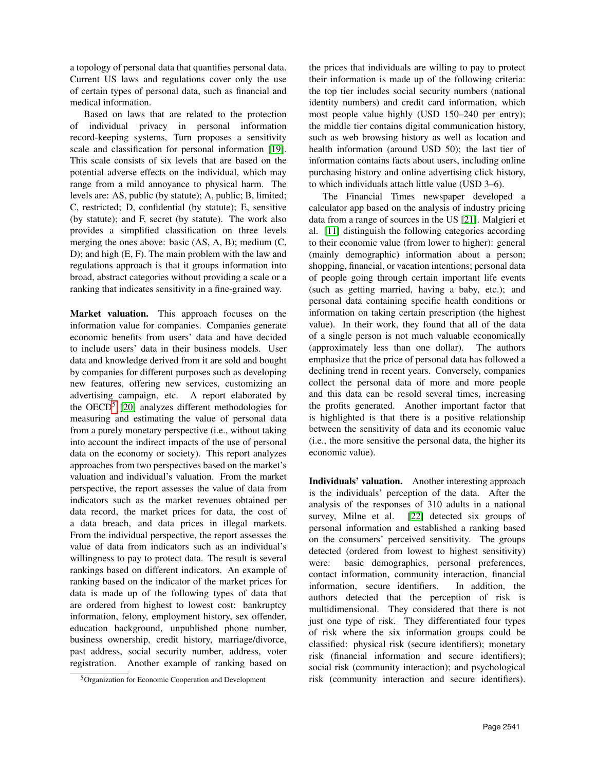a topology of personal data that quantifies personal data. Current US laws and regulations cover only the use of certain types of personal data, such as financial and medical information.

Based on laws that are related to the protection of individual privacy in personal information record-keeping systems, Turn proposes a sensitivity scale and classification for personal information [19]. This scale consists of six levels that are based on the potential adverse effects on the individual, which may range from a mild annoyance to physical harm. The levels are: AS, public (by statute); A, public; B, limited; C, restricted; D, confidential (by statute); E, sensitive (by statute); and F, secret (by statute). The work also provides a simplified classification on three levels merging the ones above: basic (AS, A, B); medium (C, D); and high (E, F). The main problem with the law and regulations approach is that it groups information into broad, abstract categories without providing a scale or a ranking that indicates sensitivity in a fine-grained way.

**Market valuation.** This approach focuses on the information value for companies. Companies generate economic benefits from users' data and have decided to include users' data in their business models. User data and knowledge derived from it are sold and bought by companies for different purposes such as developing new features, offering new services, customizing an advertising campaign, etc. A report elaborated by the OECD[5] [20] analyzes different methodologies for measuring and estimating the value of personal data from a purely monetary perspective (i.e., without taking into account the indirect impacts of the use of personal data on the economy or society). This report analyzes approaches from two perspectives based on the market's valuation and individual's valuation. From the market perspective, the report assesses the value of data from indicators such as the market revenues obtained per data record, the market prices for data, the cost of a data breach, and data prices in illegal markets. From the individual perspective, the report assesses the value of data from indicators such as an individual's willingness to pay to protect data. The result is several rankings based on different indicators. An example of ranking based on the indicator of the market prices for data is made up of the following types of data that are ordered from highest to lowest cost: bankruptcy information, felony, employment history, sex offender, education background, unpublished phone number, business ownership, credit history, marriage/divorce, past address, social security number, address, voter registration. Another example of ranking based on the prices that individuals are willing to pay to protect their information is made up of the following criteria: the top tier includes social security numbers (national identity numbers) and credit card information, which most people value highly (USD 150–240 per entry); the middle tier contains digital communication history, such as web browsing history as well as location and health information (around USD 50); the last tier of information contains facts about users, including online purchasing history and online advertising click history, to which individuals attach little value (USD 3–6).

The Financial Times newspaper developed a calculator app based on the analysis of industry pricing data from a range of sources in the US [21]. Malgieri et al. [11] distinguish the following categories according to their economic value (from lower to higher): general (mainly demographic) information about a person; shopping, financial, or vacation intentions; personal data of people going through certain important life events (such as getting married, having a baby, etc.); and personal data containing specific health conditions or information on taking certain prescription (the highest value). In their work, they found that all of the data of a single person is not much valuable economically (approximately less than one dollar). The authors emphasize that the price of personal data has followed a declining trend in recent years. Conversely, companies collect the personal data of more and more people and this data can be resold several times, increasing the profits generated. Another important factor that is highlighted is that there is a positive relationship between the sensitivity of data and its economic value (i.e., the more sensitive the personal data, the higher its economic value).

**Individuals' valuation.** Another interesting approach is the individuals' perception of the data. After the analysis of the responses of 310 adults in a national survey, Milne et al. [22] detected six groups of personal information and established a ranking based on the consumers' perceived sensitivity. The groups detected (ordered from lowest to highest sensitivity) were: basic demographics, personal preferences, contact information, community interaction, financial information, secure identifiers. In addition, the authors detected that the perception of risk is multidimensional. They considered that there is not just one type of risk. They differentiated four types of risk where the six information groups could be classified: physical risk (secure identifiers); monetary risk (financial information and secure identifiers); social risk (community interaction); and psychological risk (community interaction and secure identifiers).

[5] Organization for Economic Cooperation and Development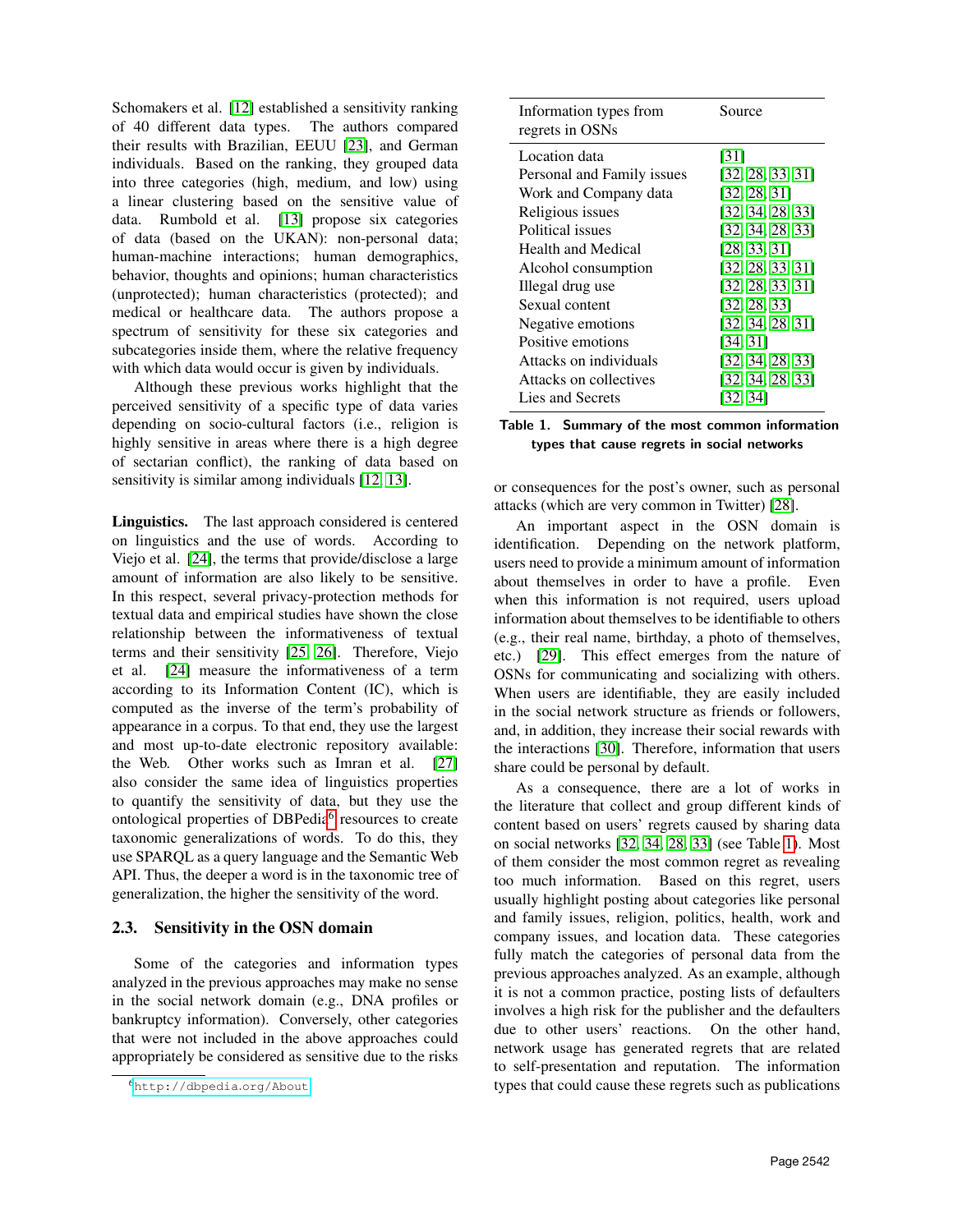Schomakers et al. [12] established a sensitivity ranking of 40 different data types. The authors compared their results with Brazilian, EEUU [23], and German individuals. Based on the ranking, they grouped data into three categories (high, medium, and low) using a linear clustering based on the sensitive value of data. Rumbold et al. [13] propose six categories of data (based on the UKAN): non-personal data; human-machine interactions; human demographics, behavior, thoughts and opinions; human characteristics (unprotected); human characteristics (protected); and medical or healthcare data. The authors propose a spectrum of sensitivity for these six categories and subcategories inside them, where the relative frequency with which data would occur is given by individuals.

Although these previous works highlight that the perceived sensitivity of a specific type of data varies depending on socio-cultural factors (i.e., religion is highly sensitive in areas where there is a high degree of sectarian conflict), the ranking of data based on sensitivity is similar among individuals [12, 13].

**Linguistics.** The last approach considered is centered on linguistics and the use of words. According to Viejo et al. [24], the terms that provide/disclose a large amount of information are also likely to be sensitive. In this respect, several privacy-protection methods for textual data and empirical studies have shown the close relationship between the informativeness of textual terms and their sensitivity [25, 26]. Therefore, Viejo et al. [24] measure the informativeness of a term according to its Information Content (IC), which is computed as the inverse of the term's probability of appearance in a corpus. To that end, they use the largest and most up-to-date electronic repository available: the Web. Other works such as Imran et al. [27] also consider the same idea of linguistics properties to quantify the sensitivity of data, but they use the ontological properties of DBPedia[6] resources to create taxonomic generalizations of words. To do this, they use SPARQL as a query language and the Semantic Web API. Thus, the deeper a word is in the taxonomic tree of generalization, the higher the sensitivity of the word.

### 2.3. Sensitivity in the OSN domain

Some of the categories and information types analyzed in the previous approaches may make no sense in the social network domain (e.g., DNA profiles or bankruptcy information). Conversely, other categories that were not included in the above approaches could appropriately be considered as sensitive due to the risks or consequences for the post's owner, such as personal attacks (which are very common in Twitter) [28].

| Information types from regrets in OSNs | Source |
|---|---|
| Location data | [31] |
| Personal and Family issues | [32, 28, 33, 31] |
| Work and Company data | [32, 28, 31] |
| Religious issues | [32, 34, 28, 33] |
| Political issues | [32, 34, 28, 33] |
| Health and Medical | [28, 33, 31] |
| Alcohol consumption | [32, 28, 33, 31] |
| Illegal drug use | [32, 28, 33, 31] |
| Sexual content | [32, 28, 33] |
| Negative emotions | [32, 34, 28, 31] |
| Positive emotions | [34, 31] |
| Attacks on individuals | [32, 34, 28, 33] |
| Attacks on collectives | [32, 34, 28, 33] |
| Lies and Secrets | [32, 34] |

**Table 1. Summary of the most common information types that cause regrets in social networks**

An important aspect in the OSN domain is identification. Depending on the network platform, users need to provide a minimum amount of information about themselves in order to have a profile. Even when this information is not required, users upload information about themselves to be identifiable to others (e.g., their real name, birthday, a photo of themselves, etc.) [29]. This effect emerges from the nature of OSNs for communicating and socializing with others. When users are identifiable, they are easily included in the social network structure as friends or followers, and, in addition, they increase their social rewards with the interactions [30]. Therefore, information that users share could be personal by default.

As a consequence, there are a lot of works in the literature that collect and group different kinds of content based on users' regrets caused by sharing data on social networks [32, 34, 28, 33] (see Table 1). Most of them consider the most common regret as revealing too much information. Based on this regret, users usually highlight posting about categories like personal and family issues, religion, politics, health, work and company issues, and location data. These categories fully match the categories of personal data from the previous approaches analyzed. As an example, although it is not a common practice, posting lists of defaulters involves a high risk for the publisher and the defaulters due to other users' reactions. On the other hand, network usage has generated regrets that are related to self-presentation and reputation. The information types that could cause these regrets such as publications

[6] http://dbpedia.org/About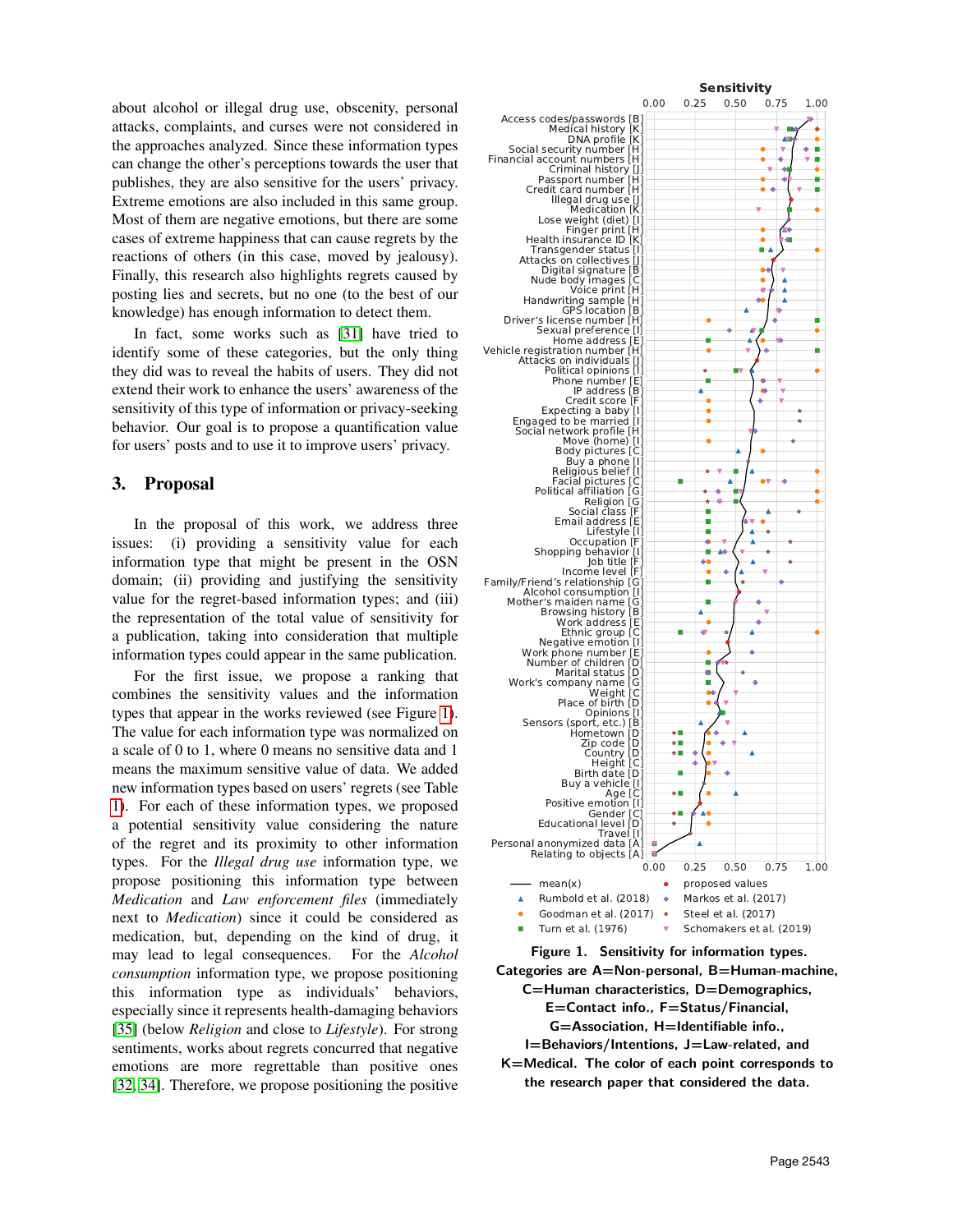about alcohol or illegal drug use, obscenity, personal attacks, complaints, and curses were not considered in the approaches analyzed. Since these information types can change the other's perceptions towards the user that publishes, they are also sensitive for the users' privacy. Extreme emotions are also included in this same group. Most of them are negative emotions, but there are some cases of extreme happiness that can cause regrets by the reactions of others (in this case, moved by jealousy). Finally, this research also highlights regrets caused by posting lies and secrets, but no one (to the best of our knowledge) has enough information to detect them.

In fact, some works such as [31] have tried to identify some of these categories, but the only thing they did was to reveal the habits of users. They did not extend their work to enhance the users' awareness of the sensitivity of this type of information or privacy-seeking behavior. Our goal is to propose a quantification value for users' posts and to use it to improve users' privacy.

## 3. Proposal

In the proposal of this work, we address three issues: (i) providing a sensitivity value for each information type that might be present in the OSN domain; (ii) providing and justifying the sensitivity value for the regret-based information types; and (iii) the representation of the total value of sensitivity for a publication, taking into consideration that multiple information types could appear in the same publication.

For the first issue, we propose a ranking that combines the sensitivity values and the information types that appear in the works reviewed (see Figure 1). The value for each information type was normalized on a scale of 0 to 1, where 0 means no sensitive data and 1 means the maximum sensitive value of data. We added new information types based on users' regrets (see Table 1). For each of these information types, we proposed a potential sensitivity value considering the nature of the regret and its proximity to other information types. For the *Illegal drug use* information type, we propose positioning this information type between *Medication* and *Law enforcement files* (immediately next to *Medication*) since it could be considered as medication, but, depending on the kind of drug, it may lead to legal consequences. For the *Alcohol consumption* information type, we propose positioning this information type as individuals' behaviors, especially since it represents health-damaging behaviors [35] (below *Religion* and close to *Lifestyle*). For strong sentiments, works about regrets concurred that negative emotions are more regrettable than positive ones [32, 34]. Therefore, we propose positioning the positive

**Figure 1. Sensitivity for information types. Categories are A=Non-personal, B=Human-machine, C=Human characteristics, D=Demographics, E=Contact info., F=Status/Financial, G=Association, H=Identifiable info., I=Behaviors/Intentions, J=Law-related, and K=Medical. The color of each point corresponds to the research paper that considered the data.**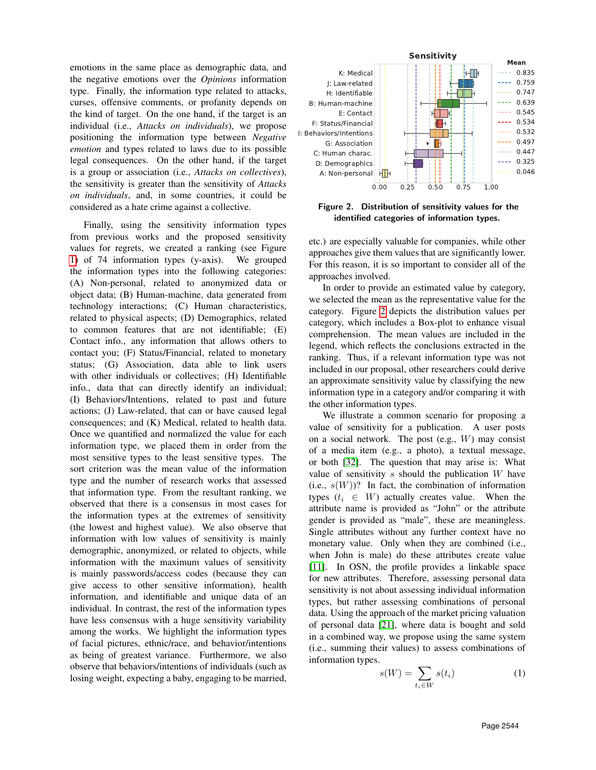emotions in the same place as demographic data, and the negative emotions over the *Opinions* information type. Finally, the information type related to attacks, curses, offensive comments, or profanity depends on the kind of target. On the one hand, if the target is an individual (i.e., *Attacks on individuals*), we propose positioning the information type between *Negative emotion* and types related to laws due to its possible legal consequences. On the other hand, if the target is a group or association (i.e., *Attacks on collectives*), the sensitivity is greater than the sensitivity of *Attacks on individuals*, and, in some countries, it could be considered as a hate crime against a collective.

Finally, using the sensitivity information types from previous works and the proposed sensitivity values for regrets, we created a ranking (see Figure 1) of 74 information types (y-axis). We grouped the information types into the following categories: (A) Non-personal, related to anonymized data or object data; (B) Human-machine, data generated from technology interactions; (C) Human characteristics, related to physical aspects; (D) Demographics, related to common features that are not identifiable; (E) Contact info., any information that allows others to contact you; (F) Status/Financial, related to monetary status; (G) Association, data able to link users with other individuals or collectives; (H) Identifiable info., data that can directly identify an individual; (I) Behaviors/Intentions, related to past and future actions; (J) Law-related, that can or have caused legal consequences; and (K) Medical, related to health data. Once we quantified and normalized the value for each information type, we placed them in order from the most sensitive types to the least sensitive types. The sort criterion was the mean value of the information type and the number of research works that assessed that information type. From the resultant ranking, we observed that there is a consensus in most cases for the information types at the extremes of sensitivity (the lowest and highest value). We also observe that information with low values of sensitivity is mainly demographic, anonymized, or related to objects, while information with the maximum values of sensitivity is mainly passwords/access codes (because they can give access to other sensitive information), health information, and identifiable and unique data of an individual. In contrast, the rest of the information types have less consensus with a huge sensitivity variability among the works. We highlight the information types of facial pictures, ethnic/race, and behavior/intentions as being of greatest variance. Furthermore, we also observe that behaviors/intentions of individuals (such as losing weight, expecting a baby, engaging to be married, etc.) are especially valuable for companies, while other approaches give them values that are significantly lower. For this reason, it is so important to consider all of the approaches involved.

**Figure 2. Distribution of sensitivity values for the identified categories of information types.**

In order to provide an estimated value by category, we selected the mean as the representative value for the category. Figure 2 depicts the distribution values per category, which includes a Box-plot to enhance visual comprehension. The mean values are included in the legend, which reflects the conclusions extracted in the ranking. Thus, if a relevant information type was not included in our proposal, other researchers could derive an approximate sensitivity value by classifying the new information type in a category and/or comparing it with the other information types.

We illustrate a common scenario for proposing a value of sensitivity for a publication. A user posts on a social network. The post (e.g., $W$) may consist of a media item (e.g., a photo), a textual message, or both [32]. The question that may arise is: What value of sensitivity $s$ should the publication $W$ have (i.e., $s(W)$)? In fact, the combination of information types ($t_i \in W$) actually creates value. When the attribute name is provided as "John" or the attribute gender is provided as "male", these are meaningless. Single attributes without any further context have no monetary value. Only when they are combined (i.e., when John is male) do these attributes create value [11]. In OSN, the profile provides a linkable space for new attributes. Therefore, assessing personal data sensitivity is not about assessing individual information types, but rather assessing combinations of personal data. Using the approach of the market pricing valuation of personal data [21], where data is bought and sold in a combined way, we propose using the same system (i.e., summing their values) to assess combinations of information types.

$$s(W) = \sum_{t_i \in W} s(t_i) \tag{1}$$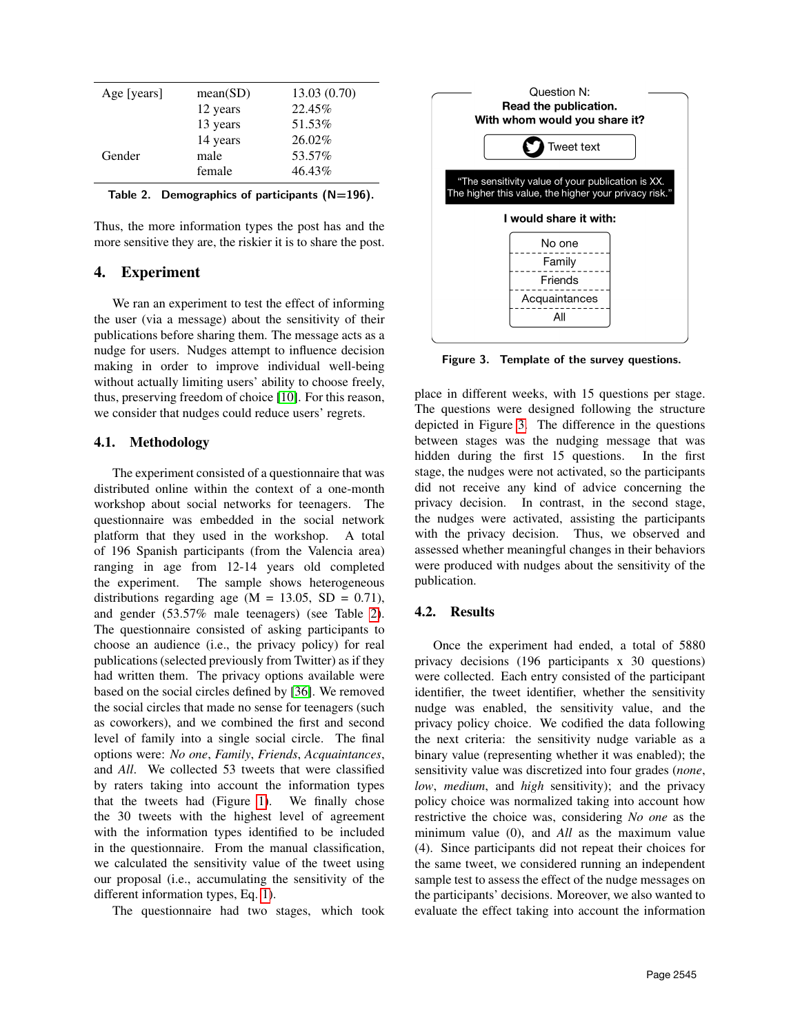| Age [years] | mean(SD) | 13.03 (0.70) |
|---|---|---|
| | 12 years | 22.45% |
| | 13 years | 51.53% |
| | 14 years | 26.02% |
| Gender | male | 53.57% |
| | female | 46.43% |

Table 2. Demographics of participants (N=196).

Thus, the more information types the post has and the more sensitive they are, the riskier it is to share the post.

## 4. Experiment

We ran an experiment to test the effect of informing the user (via a message) about the sensitivity of their publications before sharing them. The message acts as a nudge for users. Nudges attempt to influence decision making in order to improve individual well-being without actually limiting users' ability to choose freely, thus, preserving freedom of choice [10]. For this reason, we consider that nudges could reduce users' regrets.

### 4.1. Methodology

The experiment consisted of a questionnaire that was distributed online within the context of a one-month workshop about social networks for teenagers. The questionnaire was embedded in the social network platform that they used in the workshop. A total of 196 Spanish participants (from the Valencia area) ranging in age from 12-14 years old completed the experiment. The sample shows heterogeneous distributions regarding age (M = 13.05, SD = 0.71), and gender (53.57% male teenagers) (see Table 2). The questionnaire consisted of asking participants to choose an audience (i.e., the privacy policy) for real publications (selected previously from Twitter) as if they had written them. The privacy options available were based on the social circles defined by [36]. We removed the social circles that made no sense for teenagers (such as coworkers), and we combined the first and second level of family into a single social circle. The final options were: *No one*, *Family*, *Friends*, *Acquaintances*, and *All*. We collected 53 tweets that were classified by raters taking into account the information types that the tweets had (Figure 1). We finally chose the 30 tweets with the highest level of agreement with the information types identified to be included in the questionnaire. From the manual classification, we calculated the sensitivity value of the tweet using our proposal (i.e., accumulating the sensitivity of the different information types, Eq. 1).

The questionnaire had two stages, which took place in different weeks, with 15 questions per stage. The questions were designed following the structure depicted in Figure 3. The difference in the questions between stages was the nudging message that was hidden during the first 15 questions. In the first stage, the nudges were not activated, so the participants did not receive any kind of advice concerning the privacy decision. In contrast, in the second stage, the nudges were activated, assisting the participants with the privacy decision. Thus, we observed and assessed whether meaningful changes in their behaviors were produced with nudges about the sensitivity of the publication.

Question N:
**Read the publication.**
**With whom would you share it?**

Tweet text

"The sensitivity value of your publication is XX. The higher this value, the higher your privacy risk."

**I would share it with:**

No one
Family
Friends
Acquaintances
All

Figure 3. Template of the survey questions.

### 4.2. Results

Once the experiment had ended, a total of 5880 privacy decisions (196 participants x 30 questions) were collected. Each entry consisted of the participant identifier, the tweet identifier, whether the sensitivity nudge was enabled, the sensitivity value, and the privacy policy choice. We codified the data following the next criteria: the sensitivity nudge variable as a binary value (representing whether it was enabled); the sensitivity value was discretized into four grades (*none*, *low*, *medium*, and *high* sensitivity); and the privacy policy choice was normalized taking into account how restrictive the choice was, considering *No one* as the minimum value (0), and *All* as the maximum value (4). Since participants did not repeat their choices for the same tweet, we considered running an independent sample test to assess the effect of the nudge messages on the participants' decisions. Moreover, we also wanted to evaluate the effect taking into account the information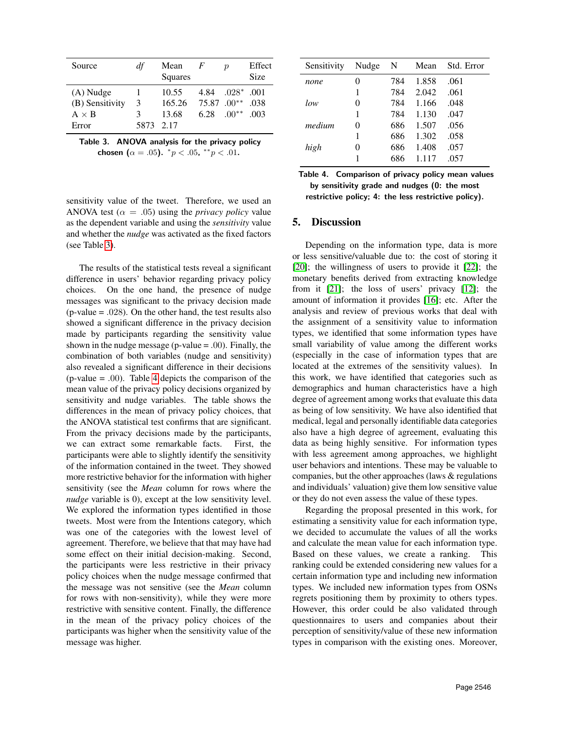| Source | *df* | Mean Squares | *F* | *p* | Effect Size |
|---|---|---|---|---|---|
| (A) Nudge | 1 | 10.55 | 4.84 | $.028^{*}$ | .001 |
| (B) Sensitivity | 3 | 165.26 | 75.87 | $.00^{**}$ | .038 |
| A × B | 3 | 13.68 | 6.28 | $.00^{**}$ | .003 |
| Error | 5873 | 2.17 | | | |

**Table 3. ANOVA analysis for the privacy policy chosen ($\alpha = .05$). $^{*}p < .05$, $^{**}p < .01$.**

sensitivity value of the tweet. Therefore, we used an ANOVA test ($\alpha = .05$) using the *privacy policy* value as the dependent variable and using the *sensitivity* value and whether the *nudge* was activated as the fixed factors (see Table 3).

The results of the statistical tests reveal a significant difference in users' behavior regarding privacy policy choices. On the one hand, the presence of nudge messages was significant to the privacy decision made (p-value = .028). On the other hand, the test results also showed a significant difference in the privacy decision made by participants regarding the sensitivity value shown in the nudge message (p-value = .00). Finally, the combination of both variables (nudge and sensitivity) also revealed a significant difference in their decisions (p-value = .00). Table 4 depicts the comparison of the mean value of the privacy policy decisions organized by sensitivity and nudge variables. The table shows the differences in the mean of privacy policy choices, that the ANOVA statistical test confirms that are significant. From the privacy decisions made by the participants, we can extract some remarkable facts. First, the participants were able to slightly identify the sensitivity of the information contained in the tweet. They showed more restrictive behavior for the information with higher sensitivity (see the *Mean* column for rows where the *nudge* variable is 0), except at the low sensitivity level. We explored the information types identified in those tweets. Most were from the Intentions category, which was one of the categories with the lowest level of agreement. Therefore, we believe that that may have had some effect on their initial decision-making. Second, the participants were less restrictive in their privacy policy choices when the nudge message confirmed that the message was not sensitive (see the *Mean* column for rows with non-sensitivity), while they were more restrictive with sensitive content. Finally, the difference in the mean of the privacy policy choices of the participants was higher when the sensitivity value of the message was higher.

| Sensitivity | Nudge | N | Mean | Std. Error |
|---|---|---|---|---|
| *none* | 0 | 784 | 1.858 | .061 |
| | 1 | 784 | 2.042 | .061 |
| *low* | 0 | 784 | 1.166 | .048 |
| | 1 | 784 | 1.130 | .047 |
| *medium* | 0 | 686 | 1.507 | .056 |
| | 1 | 686 | 1.302 | .058 |
| *high* | 0 | 686 | 1.408 | .057 |
| | 1 | 686 | 1.117 | .057 |

**Table 4. Comparison of privacy policy mean values by sensitivity grade and nudges (0: the most restrictive policy; 4: the less restrictive policy).**

## 5. Discussion

Depending on the information type, data is more or less sensitive/valuable due to: the cost of storing it [20]; the willingness of users to provide it [22]; the monetary benefits derived from extracting knowledge from it [21]; the loss of users' privacy [12]; the amount of information it provides [16]; etc. After the analysis and review of previous works that deal with the assignment of a sensitivity value to information types, we identified that some information types have small variability of value among the different works (especially in the case of information types that are located at the extremes of the sensitivity values). In this work, we have identified that categories such as demographics and human characteristics have a high degree of agreement among works that evaluate this data as being of low sensitivity. We have also identified that medical, legal and personally identifiable data categories also have a high degree of agreement, evaluating this data as being highly sensitive. For information types with less agreement among approaches, we highlight user behaviors and intentions. These may be valuable to companies, but the other approaches (laws & regulations and individuals' valuation) give them low sensitive value or they do not even assess the value of these types.

Regarding the proposal presented in this work, for estimating a sensitivity value for each information type, we decided to accumulate the values of all the works and calculate the mean value for each information type. Based on these values, we create a ranking. This ranking could be extended considering new values for a certain information type and including new information types. We included new information types from OSNs regrets positioning them by proximity to others types. However, this order could be also validated through questionnaires to users and companies about their perception of sensitivity/value of these new information types in comparison with the existing ones. Moreover,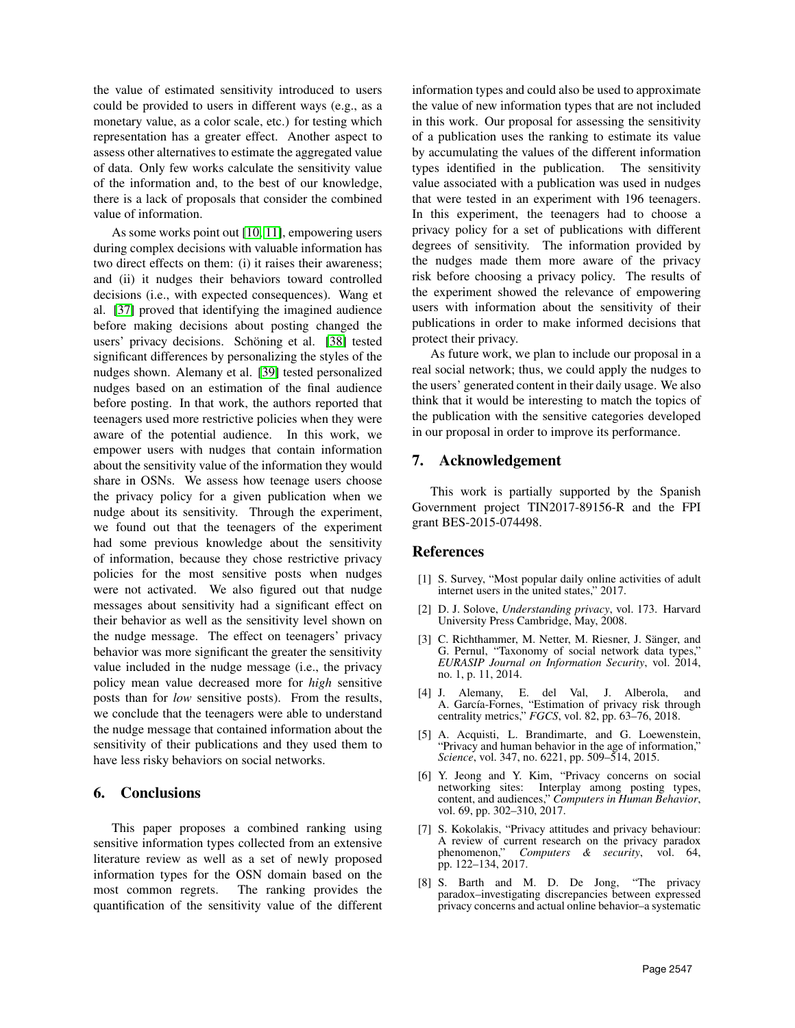the value of estimated sensitivity introduced to users could be provided to users in different ways (e.g., as a monetary value, as a color scale, etc.) for testing which representation has a greater effect. Another aspect to assess other alternatives to estimate the aggregated value of data. Only few works calculate the sensitivity value of the information and, to the best of our knowledge, there is a lack of proposals that consider the combined value of information.

As some works point out [10, 11], empowering users during complex decisions with valuable information has two direct effects on them: (i) it raises their awareness; and (ii) it nudges their behaviors toward controlled decisions (i.e., with expected consequences). Wang et al. [37] proved that identifying the imagined audience before making decisions about posting changed the users' privacy decisions. Schöning et al. [38] tested significant differences by personalizing the styles of the nudges shown. Alemany et al. [39] tested personalized nudges based on an estimation of the final audience before posting. In that work, the authors reported that teenagers used more restrictive policies when they were aware of the potential audience. In this work, we empower users with nudges that contain information about the sensitivity value of the information they would share in OSNs. We assess how teenage users choose the privacy policy for a given publication when we nudge about its sensitivity. Through the experiment, we found out that the teenagers of the experiment had some previous knowledge about the sensitivity of information, because they chose restrictive privacy policies for the most sensitive posts when nudges were not activated. We also figured out that nudge messages about sensitivity had a significant effect on their behavior as well as the sensitivity level shown on the nudge message. The effect on teenagers' privacy behavior was more significant the greater the sensitivity value included in the nudge message (i.e., the privacy policy mean value decreased more for *high* sensitive posts than for *low* sensitive posts). From the results, we conclude that the teenagers were able to understand the nudge message that contained information about the sensitivity of their publications and they used them to have less risky behaviors on social networks.

## 6. Conclusions

This paper proposes a combined ranking using sensitive information types collected from an extensive literature review as well as a set of newly proposed information types for the OSN domain based on the most common regrets. The ranking provides the quantification of the sensitivity value of the different information types and could also be used to approximate the value of new information types that are not included in this work. Our proposal for assessing the sensitivity of a publication uses the ranking to estimate its value by accumulating the values of the different information types identified in the publication. The sensitivity value associated with a publication was used in nudges that were tested in an experiment with 196 teenagers. In this experiment, the teenagers had to choose a privacy policy for a set of publications with different degrees of sensitivity. The information provided by the nudges made them more aware of the privacy risk before choosing a privacy policy. The results of the experiment showed the relevance of empowering users with information about the sensitivity of their publications in order to make informed decisions that protect their privacy.

As future work, we plan to include our proposal in a real social network; thus, we could apply the nudges to the users' generated content in their daily usage. We also think that it would be interesting to match the topics of the publication with the sensitive categories developed in our proposal in order to improve its performance.

## 7. Acknowledgement

This work is partially supported by the Spanish Government project TIN2017-89156-R and the FPI grant BES-2015-074498.

## References

[1] S. Survey, "Most popular daily online activities of adult internet users in the united states," 2017.

[2] D. J. Solove, *Understanding privacy*, vol. 173. Harvard University Press Cambridge, May, 2008.

[3] C. Richthammer, M. Netter, M. Riesner, J. Sänger, and G. Pernul, "Taxonomy of social network data types," *EURASIP Journal on Information Security*, vol. 2014, no. 1, p. 11, 2014.

[4] J. Alemany, E. del Val, J. Alberola, and A. García-Fornes, "Estimation of privacy risk through centrality metrics," *FGCS*, vol. 82, pp. 63–76, 2018.

[5] A. Acquisti, L. Brandimarte, and G. Loewenstein, "Privacy and human behavior in the age of information," *Science*, vol. 347, no. 6221, pp. 509–514, 2015.

[6] Y. Jeong and Y. Kim, "Privacy concerns on social networking sites: Interplay among posting types, content, and audiences," *Computers in Human Behavior*, vol. 69, pp. 302–310, 2017.

[7] S. Kokolakis, "Privacy attitudes and privacy behaviour: A review of current research on the privacy paradox phenomenon," *Computers & security*, vol. 64, pp. 122–134, 2017.

[8] S. Barth and M. D. De Jong, "The privacy paradox–investigating discrepancies between expressed privacy concerns and actual online behavior–a systematic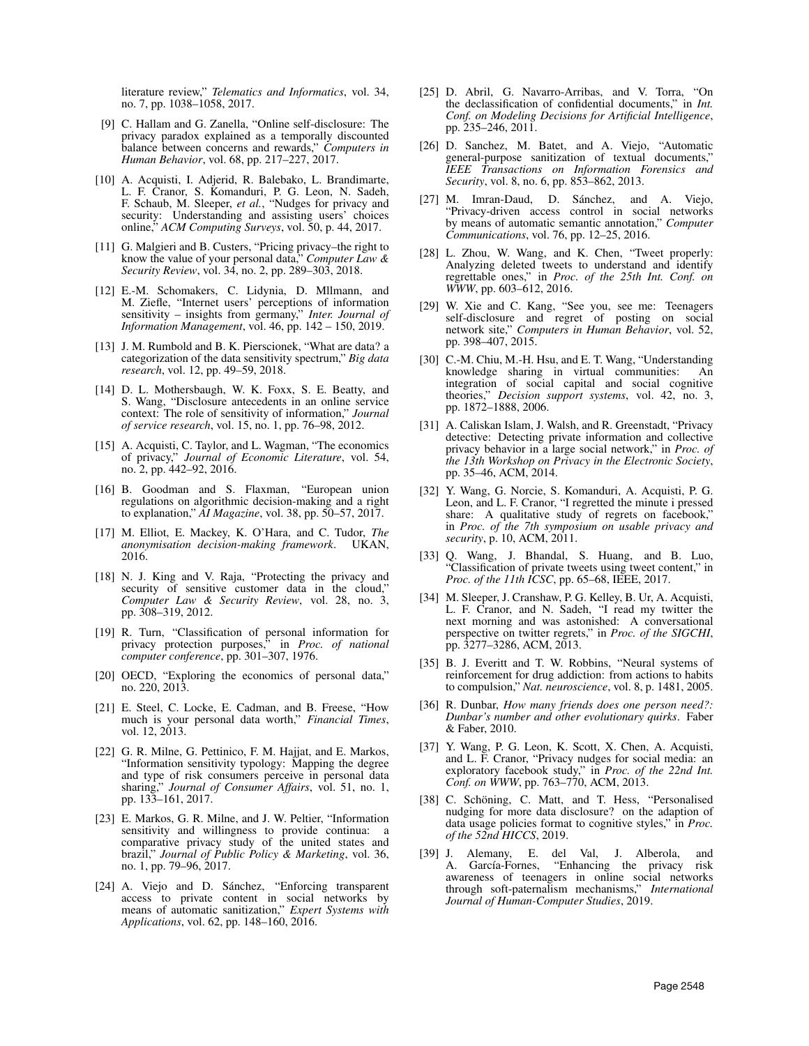literature review," *Telematics and Informatics*, vol. 34, no. 7, pp. 1038–1058, 2017.

[9] C. Hallam and G. Zanella, "Online self-disclosure: The privacy paradox explained as a temporally discounted balance between concerns and rewards," *Computers in Human Behavior*, vol. 68, pp. 217–227, 2017.

[10] A. Acquisti, I. Adjerid, R. Balebako, L. Brandimarte, L. F. Cranor, S. Komanduri, P. G. Leon, N. Sadeh, F. Schaub, M. Sleeper, *et al.*, "Nudges for privacy and security: Understanding and assisting users' choices online," *ACM Computing Surveys*, vol. 50, p. 44, 2017.

[11] G. Malgieri and B. Custers, "Pricing privacy–the right to know the value of your personal data," *Computer Law & Security Review*, vol. 34, no. 2, pp. 289–303, 2018.

[12] E.-M. Schomakers, C. Lidynia, D. Mllmann, and M. Ziefle, "Internet users' perceptions of information sensitivity – insights from germany," *Inter. Journal of Information Management*, vol. 46, pp. 142 – 150, 2019.

[13] J. M. Rumbold and B. K. Pierscionek, "What are data? a categorization of the data sensitivity spectrum," *Big data research*, vol. 12, pp. 49–59, 2018.

[14] D. L. Mothersbaugh, W. K. Foxx, S. E. Beatty, and S. Wang, "Disclosure antecedents in an online service context: The role of sensitivity of information," *Journal of service research*, vol. 15, no. 1, pp. 76–98, 2012.

[15] A. Acquisti, C. Taylor, and L. Wagman, "The economics of privacy," *Journal of Economic Literature*, vol. 54, no. 2, pp. 442–92, 2016.

[16] B. Goodman and S. Flaxman, "European union regulations on algorithmic decision-making and a right to explanation," *AI Magazine*, vol. 38, pp. 50–57, 2017.

[17] M. Elliot, E. Mackey, K. O'Hara, and C. Tudor, *The anonymisation decision-making framework*. UKAN, 2016.

[18] N. J. King and V. Raja, "Protecting the privacy and security of sensitive customer data in the cloud," *Computer Law & Security Review*, vol. 28, no. 3, pp. 308–319, 2012.

[19] R. Turn, "Classification of personal information for privacy protection purposes," in *Proc. of national computer conference*, pp. 301–307, 1976.

[20] OECD, "Exploring the economics of personal data," no. 220, 2013.

[21] E. Steel, C. Locke, E. Cadman, and B. Freese, "How much is your personal data worth," *Financial Times*, vol. 12, 2013.

[22] G. R. Milne, G. Pettinico, F. M. Hajjat, and E. Markos, "Information sensitivity typology: Mapping the degree and type of risk consumers perceive in personal data sharing," *Journal of Consumer Affairs*, vol. 51, no. 1, pp. 133–161, 2017.

[23] E. Markos, G. R. Milne, and J. W. Peltier, "Information sensitivity and willingness to provide continua: a comparative privacy study of the united states and brazil," *Journal of Public Policy & Marketing*, vol. 36, no. 1, pp. 79–96, 2017.

[24] A. Viejo and D. Sánchez, "Enforcing transparent access to private content in social networks by means of automatic sanitization," *Expert Systems with Applications*, vol. 62, pp. 148–160, 2016.

[25] D. Abril, G. Navarro-Arribas, and V. Torra, "On the declassification of confidential documents," in *Int. Conf. on Modeling Decisions for Artificial Intelligence*, pp. 235–246, 2011.

[26] D. Sanchez, M. Batet, and A. Viejo, "Automatic general-purpose sanitization of textual documents," *IEEE Transactions on Information Forensics and Security*, vol. 8, no. 6, pp. 853–862, 2013.

[27] M. Imran-Daud, D. Sánchez, and A. Viejo, "Privacy-driven access control in social networks by means of automatic semantic annotation," *Computer Communications*, vol. 76, pp. 12–25, 2016.

[28] L. Zhou, W. Wang, and K. Chen, "Tweet properly: Analyzing deleted tweets to understand and identify regrettable ones," in *Proc. of the 25th Int. Conf. on WWW*, pp. 603–612, 2016.

[29] W. Xie and C. Kang, "See you, see me: Teenagers self-disclosure and regret of posting on social network site," *Computers in Human Behavior*, vol. 52, pp. 398–407, 2015.

[30] C.-M. Chiu, M.-H. Hsu, and E. T. Wang, "Understanding knowledge sharing in virtual communities: An integration of social capital and social cognitive theories," *Decision support systems*, vol. 42, no. 3, pp. 1872–1888, 2006.

[31] A. Caliskan Islam, J. Walsh, and R. Greenstadt, "Privacy detective: Detecting private information and collective privacy behavior in a large social network," in *Proc. of the 13th Workshop on Privacy in the Electronic Society*, pp. 35–46, ACM, 2014.

[32] Y. Wang, G. Norcie, S. Komanduri, A. Acquisti, P. G. Leon, and L. F. Cranor, "I regretted the minute i pressed share: A qualitative study of regrets on facebook," in *Proc. of the 7th symposium on usable privacy and security*, p. 10, ACM, 2011.

[33] Q. Wang, J. Bhandal, S. Huang, and B. Luo, "Classification of private tweets using tweet content," in *Proc. of the 11th ICSC*, pp. 65–68, IEEE, 2017.

[34] M. Sleeper, J. Cranshaw, P. G. Kelley, B. Ur, A. Acquisti, L. F. Cranor, and N. Sadeh, "I read my twitter the next morning and was astonished: A conversational perspective on twitter regrets," in *Proc. of the SIGCHI*, pp. 3277–3286, ACM, 2013.

[35] B. J. Everitt and T. W. Robbins, "Neural systems of reinforcement for drug addiction: from actions to habits to compulsion," *Nat. neuroscience*, vol. 8, p. 1481, 2005.

[36] R. Dunbar, *How many friends does one person need?: Dunbar's number and other evolutionary quirks*. Faber & Faber, 2010.

[37] Y. Wang, P. G. Leon, K. Scott, X. Chen, A. Acquisti, and L. F. Cranor, "Privacy nudges for social media: an exploratory facebook study," in *Proc. of the 22nd Int. Conf. on WWW*, pp. 763–770, ACM, 2013.

[38] C. Schöning, C. Matt, and T. Hess, "Personalised nudging for more data disclosure? on the adaption of data usage policies format to cognitive styles," in *Proc. of the 52nd HICCS*, 2019.

[39] J. Alemany, E. del Val, J. Alberola, and A. García-Fornes, "Enhancing the privacy risk awareness of teenagers in online social networks through soft-paternalism mechanisms," *International Journal of Human-Computer Studies*, 2019.